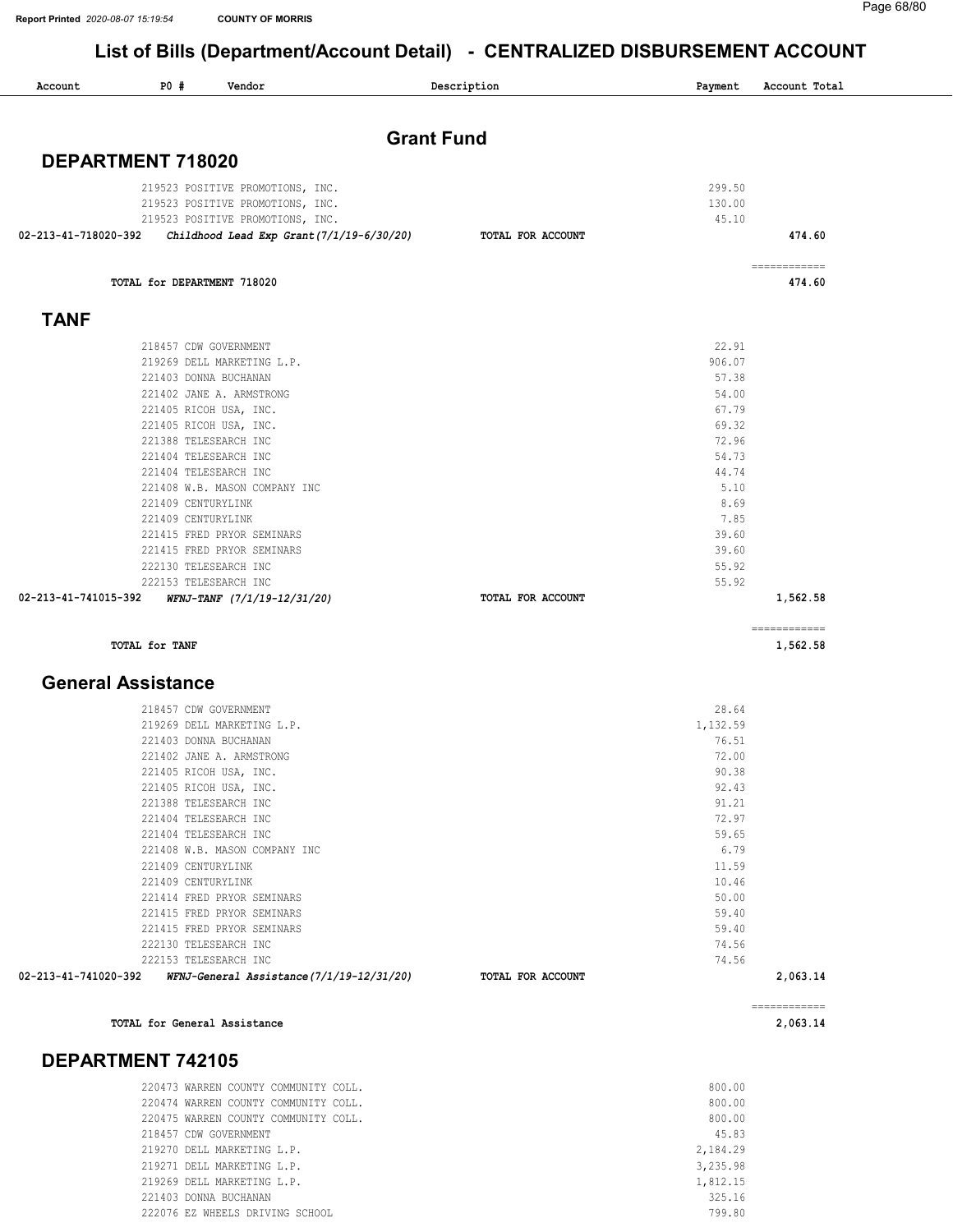# List of Bills (Department/Account Detail) - CENTRALIZED DISBURSEMENT ACCOUNT

| Account | PO # | Vendor | Description | Payment | Account Total |
|---|---|---|---|---|---|

## Grant Fund

### DEPARTMENT 718020

| Account | PO # | Vendor | Description | Payment | Account Total |
|---|---|---|---|---|---|
| | 219523 | POSITIVE PROMOTIONS, INC. | | 299.50 | |
| | 219523 | POSITIVE PROMOTIONS, INC. | | 130.00 | |
| | 219523 | POSITIVE PROMOTIONS, INC. | | 45.10 | |
| 02-213-41-718020-392 | *Childhood Lead Exp Grant(7/1/19-6/30/20)* | | TOTAL FOR ACCOUNT | | 474.60 |

TOTAL for DEPARTMENT 718020 — 474.60

### TANF

| Account | PO # | Vendor | Description | Payment | Account Total |
|---|---|---|---|---|---|
| | 218457 | CDW GOVERNMENT | | 22.91 | |
| | 219269 | DELL MARKETING L.P. | | 906.07 | |
| | 221403 | DONNA BUCHANAN | | 57.38 | |
| | 221402 | JANE A. ARMSTRONG | | 54.00 | |
| | 221405 | RICOH USA, INC. | | 67.79 | |
| | 221405 | RICOH USA, INC. | | 69.32 | |
| | 221388 | TELESEARCH INC | | 72.96 | |
| | 221404 | TELESEARCH INC | | 54.73 | |
| | 221404 | TELESEARCH INC | | 44.74 | |
| | 221408 | W.B. MASON COMPANY INC | | 5.10 | |
| | 221409 | CENTURYLINK | | 8.69 | |
| | 221409 | CENTURYLINK | | 7.85 | |
| | 221415 | FRED PRYOR SEMINARS | | 39.60 | |
| | 221415 | FRED PRYOR SEMINARS | | 39.60 | |
| | 222130 | TELESEARCH INC | | 55.92 | |
| | 222153 | TELESEARCH INC | | 55.92 | |
| 02-213-41-741015-392 | *WFNJ-TANF (7/1/19-12/31/20)* | | TOTAL FOR ACCOUNT | | 1,562.58 |

TOTAL for TANF — 1,562.58

### General Assistance

| Account | PO # | Vendor | Description | Payment | Account Total |
|---|---|---|---|---|---|
| | 218457 | CDW GOVERNMENT | | 28.64 | |
| | 219269 | DELL MARKETING L.P. | | 1,132.59 | |
| | 221403 | DONNA BUCHANAN | | 76.51 | |
| | 221402 | JANE A. ARMSTRONG | | 72.00 | |
| | 221405 | RICOH USA, INC. | | 90.38 | |
| | 221405 | RICOH USA, INC. | | 92.43 | |
| | 221388 | TELESEARCH INC | | 91.21 | |
| | 221404 | TELESEARCH INC | | 72.97 | |
| | 221404 | TELESEARCH INC | | 59.65 | |
| | 221408 | W.B. MASON COMPANY INC | | 6.79 | |
| | 221409 | CENTURYLINK | | 11.59 | |
| | 221409 | CENTURYLINK | | 10.46 | |
| | 221414 | FRED PRYOR SEMINARS | | 50.00 | |
| | 221415 | FRED PRYOR SEMINARS | | 59.40 | |
| | 221415 | FRED PRYOR SEMINARS | | 59.40 | |
| | 222130 | TELESEARCH INC | | 74.56 | |
| | 222153 | TELESEARCH INC | | 74.56 | |
| 02-213-41-741020-392 | *WFNJ-General Assistance(7/1/19-12/31/20)* | | TOTAL FOR ACCOUNT | | 2,063.14 |

TOTAL for General Assistance — 2,063.14

### DEPARTMENT 742105

| Account | PO # | Vendor | Description | Payment | Account Total |
|---|---|---|---|---|---|
| | 220473 | WARREN COUNTY COMMUNITY COLL. | | 800.00 | |
| | 220474 | WARREN COUNTY COMMUNITY COLL. | | 800.00 | |
| | 220475 | WARREN COUNTY COMMUNITY COLL. | | 800.00 | |
| | 218457 | CDW GOVERNMENT | | 45.83 | |
| | 219270 | DELL MARKETING L.P. | | 2,184.29 | |
| | 219271 | DELL MARKETING L.P. | | 3,235.98 | |
| | 219269 | DELL MARKETING L.P. | | 1,812.15 | |
| | 221403 | DONNA BUCHANAN | | 325.16 | |
| | 222076 | EZ WHEELS DRIVING SCHOOL | | 799.80 | |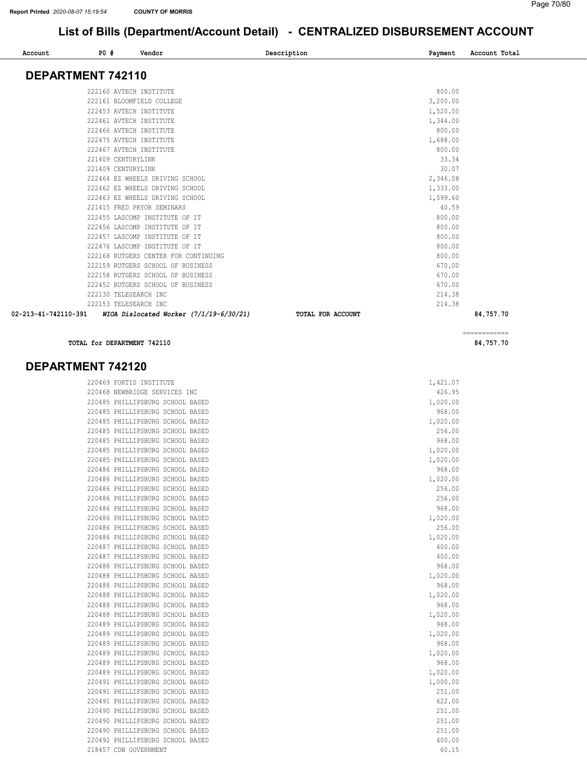# List of Bills (Department/Account Detail) - CENTRALIZED DISBURSEMENT ACCOUNT

| Account | PO # | Vendor | Description | Payment | Account Total |
|---|---|---|---|---|---|

## DEPARTMENT 742110

| Account | PO # | Vendor | Description | Payment | Account Total |
|---|---|---|---|---|---|
| | 222160 | AVTECH INSTITUTE | | 800.00 | |
| | 222161 | BLOOMFIELD COLLEGE | | 3,200.00 | |
| | 222453 | AVTECH INSTITUTE | | 1,520.00 | |
| | 222461 | AVTECH INSTITUTE | | 1,344.00 | |
| | 222466 | AVTECH INSTITUTE | | 800.00 | |
| | 222475 | AVTECH INSTITUTE | | 1,688.00 | |
| | 222467 | AVTECH INSTITUTE | | 800.00 | |
| | 221409 | CENTURYLINK | | 33.34 | |
| | 221409 | CENTURYLINK | | 30.07 | |
| | 222464 | EZ WHEELS DRIVING SCHOOL | | 2,346.08 | |
| | 222462 | EZ WHEELS DRIVING SCHOOL | | 1,333.00 | |
| | 222463 | EZ WHEELS DRIVING SCHOOL | | 1,599.60 | |
| | 221415 | FRED PRYOR SEMINARS | | 40.59 | |
| | 222455 | LASCOMP INSTITUTE OF IT | | 800.00 | |
| | 222456 | LASCOMP INSTITUTE OF IT | | 800.00 | |
| | 222457 | LASCOMP INSTITUTE OF IT | | 800.00 | |
| | 222476 | LASCOMP INSTITUTE OF IT | | 800.00 | |
| | 222168 | RUTGERS CENTER FOR CONTINUING | | 800.00 | |
| | 222159 | RUTGERS SCHOOL OF BUSINESS | | 670.00 | |
| | 222158 | RUTGERS SCHOOL OF BUSINESS | | 670.00 | |
| | 222452 | RUTGERS SCHOOL OF BUSINESS | | 670.00 | |
| | 222130 | TELESEARCH INC | | 214.38 | |
| | 222153 | TELESEARCH INC | | 214.38 | |
| 02-213-41-742110-391 | | *WIOA Dislocated Worker (7/1/19-6/30/21)* | TOTAL FOR ACCOUNT | | 84,757.70 |

TOTAL for DEPARTMENT 742110 — 84,757.70

## DEPARTMENT 742120

| Account | PO # | Vendor | Description | Payment | Account Total |
|---|---|---|---|---|---|
| | 220469 | FORTIS INSTITUTE | | 1,421.07 | |
| | 220468 | NEWBRIDGE SERVICES INC | | 426.95 | |
| | 220485 | PHILLIPSBURG SCHOOL BASED | | 1,020.00 | |
| | 220485 | PHILLIPSBURG SCHOOL BASED | | 968.00 | |
| | 220485 | PHILLIPSBURG SCHOOL BASED | | 1,020.00 | |
| | 220485 | PHILLIPSBURG SCHOOL BASED | | 256.00 | |
| | 220485 | PHILLIPSBURG SCHOOL BASED | | 968.00 | |
| | 220485 | PHILLIPSBURG SCHOOL BASED | | 1,020.00 | |
| | 220485 | PHILLIPSBURG SCHOOL BASED | | 1,020.00 | |
| | 220486 | PHILLIPSBURG SCHOOL BASED | | 968.00 | |
| | 220486 | PHILLIPSBURG SCHOOL BASED | | 1,020.00 | |
| | 220486 | PHILLIPSBURG SCHOOL BASED | | 256.00 | |
| | 220486 | PHILLIPSBURG SCHOOL BASED | | 256.00 | |
| | 220486 | PHILLIPSBURG SCHOOL BASED | | 968.00 | |
| | 220486 | PHILLIPSBURG SCHOOL BASED | | 1,020.00 | |
| | 220486 | PHILLIPSBURG SCHOOL BASED | | 256.00 | |
| | 220486 | PHILLIPSBURG SCHOOL BASED | | 1,020.00 | |
| | 220487 | PHILLIPSBURG SCHOOL BASED | | 400.00 | |
| | 220487 | PHILLIPSBURG SCHOOL BASED | | 400.00 | |
| | 220488 | PHILLIPSBURG SCHOOL BASED | | 968.00 | |
| | 220488 | PHILLIPSBURG SCHOOL BASED | | 1,020.00 | |
| | 220488 | PHILLIPSBURG SCHOOL BASED | | 968.00 | |
| | 220488 | PHILLIPSBURG SCHOOL BASED | | 1,020.00 | |
| | 220488 | PHILLIPSBURG SCHOOL BASED | | 968.00 | |
| | 220488 | PHILLIPSBURG SCHOOL BASED | | 1,020.00 | |
| | 220489 | PHILLIPSBURG SCHOOL BASED | | 968.00 | |
| | 220489 | PHILLIPSBURG SCHOOL BASED | | 1,020.00 | |
| | 220489 | PHILLIPSBURG SCHOOL BASED | | 968.00 | |
| | 220489 | PHILLIPSBURG SCHOOL BASED | | 1,020.00 | |
| | 220489 | PHILLIPSBURG SCHOOL BASED | | 968.00 | |
| | 220489 | PHILLIPSBURG SCHOOL BASED | | 1,020.00 | |
| | 220491 | PHILLIPSBURG SCHOOL BASED | | 1,000.00 | |
| | 220491 | PHILLIPSBURG SCHOOL BASED | | 251.00 | |
| | 220491 | PHILLIPSBURG SCHOOL BASED | | 622.00 | |
| | 220490 | PHILLIPSBURG SCHOOL BASED | | 251.00 | |
| | 220490 | PHILLIPSBURG SCHOOL BASED | | 251.00 | |
| | 220490 | PHILLIPSBURG SCHOOL BASED | | 251.00 | |
| | 220492 | PHILLIPSBURG SCHOOL BASED | | 400.00 | |
| | 218457 | CDW GOVERNMENT | | 60.15 | |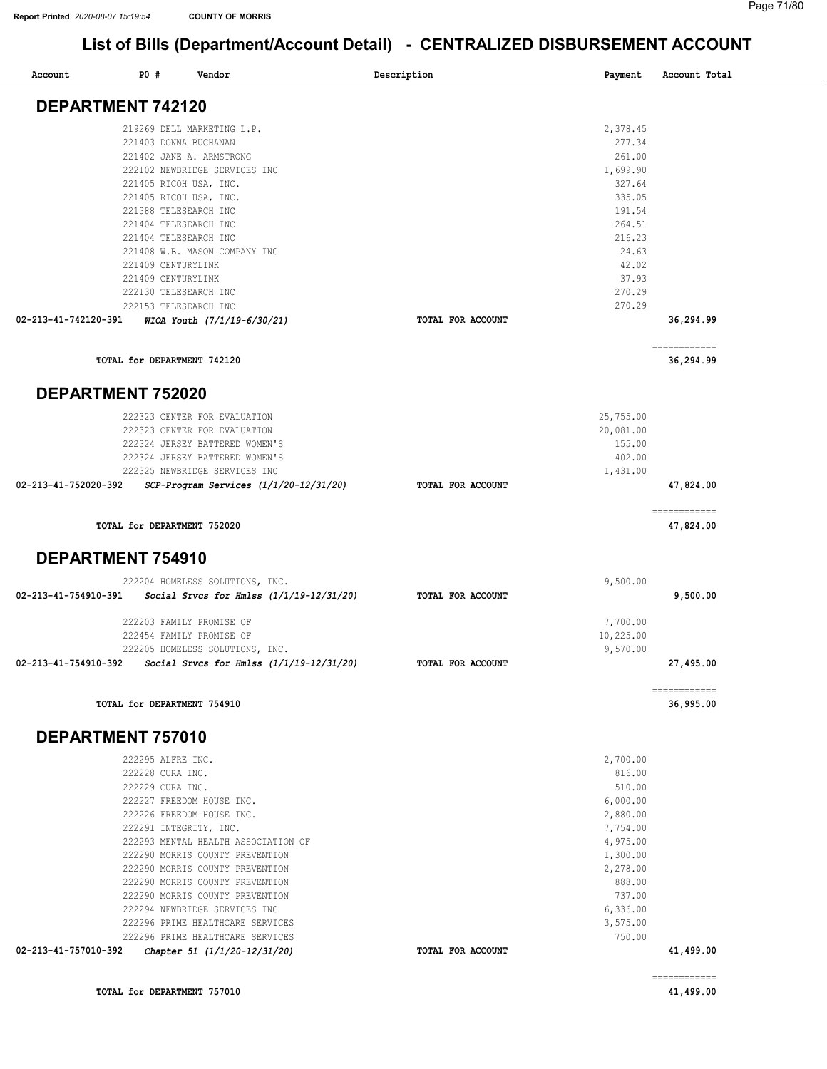# List of Bills (Department/Account Detail) - CENTRALIZED DISBURSEMENT ACCOUNT

Report Printed 2020-08-07 15:19:54 COUNTY OF MORRIS

| Account | PO # | Vendor | Description | Payment | Account Total |
|---|---|---|---|---|---|

## DEPARTMENT 742120

| Account | PO # | Vendor | Description | Payment | Account Total |
|---|---|---|---|---|---|
| | 219269 | DELL MARKETING L.P. | | 2,378.45 | |
| | 221403 | DONNA BUCHANAN | | 277.34 | |
| | 221402 | JANE A. ARMSTRONG | | 261.00 | |
| | 222102 | NEWBRIDGE SERVICES INC | | 1,699.90 | |
| | 221405 | RICOH USA, INC. | | 327.64 | |
| | 221405 | RICOH USA, INC. | | 335.05 | |
| | 221388 | TELESEARCH INC | | 191.54 | |
| | 221404 | TELESEARCH INC | | 264.51 | |
| | 221404 | TELESEARCH INC | | 216.23 | |
| | 221408 | W.B. MASON COMPANY INC | | 24.63 | |
| | 221409 | CENTURYLINK | | 42.02 | |
| | 221409 | CENTURYLINK | | 37.93 | |
| | 222130 | TELESEARCH INC | | 270.29 | |
| | 222153 | TELESEARCH INC | | 270.29 | |
| 02-213-41-742120-391 | | *WIOA Youth (7/1/19-6/30/21)* | TOTAL FOR ACCOUNT | | 36,294.99 |
| | | | | | ============ |
| | | TOTAL for DEPARTMENT 742120 | | | 36,294.99 |

## DEPARTMENT 752020

| Account | PO # | Vendor | Description | Payment | Account Total |
|---|---|---|---|---|---|
| | 222323 | CENTER FOR EVALUATION | | 25,755.00 | |
| | 222323 | CENTER FOR EVALUATION | | 20,081.00 | |
| | 222324 | JERSEY BATTERED WOMEN'S | | 155.00 | |
| | 222324 | JERSEY BATTERED WOMEN'S | | 402.00 | |
| | 222325 | NEWBRIDGE SERVICES INC | | 1,431.00 | |
| 02-213-41-752020-392 | | *SCP-Program Services (1/1/20-12/31/20)* | TOTAL FOR ACCOUNT | | 47,824.00 |
| | | | | | ============ |
| | | TOTAL for DEPARTMENT 752020 | | | 47,824.00 |

## DEPARTMENT 754910

| Account | PO # | Vendor | Description | Payment | Account Total |
|---|---|---|---|---|---|
| | 222204 | HOMELESS SOLUTIONS, INC. | | 9,500.00 | |
| 02-213-41-754910-391 | | *Social Srvcs for Hmlss (1/1/19-12/31/20)* | TOTAL FOR ACCOUNT | | 9,500.00 |
| | 222203 | FAMILY PROMISE OF | | 7,700.00 | |
| | 222454 | FAMILY PROMISE OF | | 10,225.00 | |
| | 222205 | HOMELESS SOLUTIONS, INC. | | 9,570.00 | |
| 02-213-41-754910-392 | | *Social Srvcs for Hmlss (1/1/19-12/31/20)* | TOTAL FOR ACCOUNT | | 27,495.00 |
| | | | | | ============ |
| | | TOTAL for DEPARTMENT 754910 | | | 36,995.00 |

## DEPARTMENT 757010

| Account | PO # | Vendor | Description | Payment | Account Total |
|---|---|---|---|---|---|
| | 222295 | ALFRE INC. | | 2,700.00 | |
| | 222228 | CURA INC. | | 816.00 | |
| | 222229 | CURA INC. | | 510.00 | |
| | 222227 | FREEDOM HOUSE INC. | | 6,000.00 | |
| | 222226 | FREEDOM HOUSE INC. | | 2,880.00 | |
| | 222291 | INTEGRITY, INC. | | 7,754.00 | |
| | 222293 | MENTAL HEALTH ASSOCIATION OF | | 4,975.00 | |
| | 222290 | MORRIS COUNTY PREVENTION | | 1,300.00 | |
| | 222290 | MORRIS COUNTY PREVENTION | | 2,278.00 | |
| | 222290 | MORRIS COUNTY PREVENTION | | 888.00 | |
| | 222290 | MORRIS COUNTY PREVENTION | | 737.00 | |
| | 222294 | NEWBRIDGE SERVICES INC | | 6,336.00 | |
| | 222296 | PRIME HEALTHCARE SERVICES | | 3,575.00 | |
| | 222296 | PRIME HEALTHCARE SERVICES | | 750.00 | |
| 02-213-41-757010-392 | | *Chapter 51 (1/1/20-12/31/20)* | TOTAL FOR ACCOUNT | | 41,499.00 |
| | | | | | ============ |
| | | TOTAL for DEPARTMENT 757010 | | | 41,499.00 |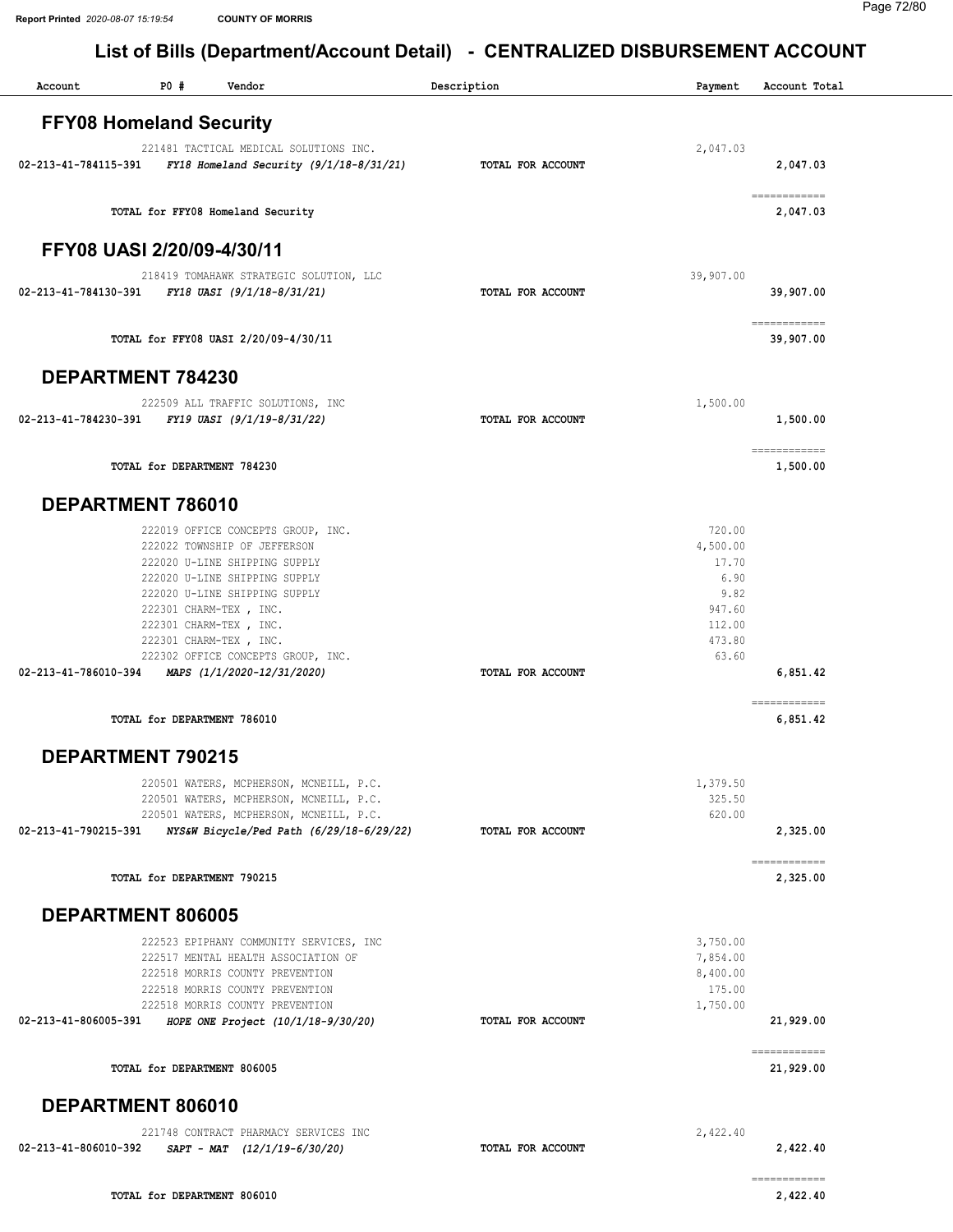Report Printed 2020-08-07 15:19:54 COUNTY OF MORRIS

# List of Bills (Department/Account Detail) - CENTRALIZED DISBURSEMENT ACCOUNT

| Account | PO # | Vendor | Description | Payment | Account Total |
|---|---|---|---|---|---|

## FFY08 Homeland Security

| Account | PO # | Vendor | Description | Payment | Account Total |
|---|---|---|---|---|---|
| | 221481 | TACTICAL MEDICAL SOLUTIONS INC. | | 2,047.03 | |
| 02-213-41-784115-391 | | *FY18 Homeland Security (9/1/18-8/31/21)* | TOTAL FOR ACCOUNT | | 2,047.03 |
| | | TOTAL for FFY08 Homeland Security | | | 2,047.03 |

## FFY08 UASI 2/20/09-4/30/11

| Account | PO # | Vendor | Description | Payment | Account Total |
|---|---|---|---|---|---|
| | 218419 | TOMAHAWK STRATEGIC SOLUTION, LLC | | 39,907.00 | |
| 02-213-41-784130-391 | | *FY18 UASI (9/1/18-8/31/21)* | TOTAL FOR ACCOUNT | | 39,907.00 |
| | | TOTAL for FFY08 UASI 2/20/09-4/30/11 | | | 39,907.00 |

## DEPARTMENT 784230

| Account | PO # | Vendor | Description | Payment | Account Total |
|---|---|---|---|---|---|
| | 222509 | ALL TRAFFIC SOLUTIONS, INC | | 1,500.00 | |
| 02-213-41-784230-391 | | *FY19 UASI (9/1/19-8/31/22)* | TOTAL FOR ACCOUNT | | 1,500.00 |
| | | TOTAL for DEPARTMENT 784230 | | | 1,500.00 |

## DEPARTMENT 786010

| Account | PO # | Vendor | Description | Payment | Account Total |
|---|---|---|---|---|---|
| | 222019 | OFFICE CONCEPTS GROUP, INC. | | 720.00 | |
| | 222022 | TOWNSHIP OF JEFFERSON | | 4,500.00 | |
| | 222020 | U-LINE SHIPPING SUPPLY | | 17.70 | |
| | 222020 | U-LINE SHIPPING SUPPLY | | 6.90 | |
| | 222020 | U-LINE SHIPPING SUPPLY | | 9.82 | |
| | 222301 | CHARM-TEX , INC. | | 947.60 | |
| | 222301 | CHARM-TEX , INC. | | 112.00 | |
| | 222301 | CHARM-TEX , INC. | | 473.80 | |
| | 222302 | OFFICE CONCEPTS GROUP, INC. | | 63.60 | |
| 02-213-41-786010-394 | | *MAPS (1/1/2020-12/31/2020)* | TOTAL FOR ACCOUNT | | 6,851.42 |
| | | TOTAL for DEPARTMENT 786010 | | | 6,851.42 |

## DEPARTMENT 790215

| Account | PO # | Vendor | Description | Payment | Account Total |
|---|---|---|---|---|---|
| | 220501 | WATERS, MCPHERSON, MCNEILL, P.C. | | 1,379.50 | |
| | 220501 | WATERS, MCPHERSON, MCNEILL, P.C. | | 325.50 | |
| | 220501 | WATERS, MCPHERSON, MCNEILL, P.C. | | 620.00 | |
| 02-213-41-790215-391 | | *NYS&W Bicycle/Ped Path (6/29/18-6/29/22)* | TOTAL FOR ACCOUNT | | 2,325.00 |
| | | TOTAL for DEPARTMENT 790215 | | | 2,325.00 |

## DEPARTMENT 806005

| Account | PO # | Vendor | Description | Payment | Account Total |
|---|---|---|---|---|---|
| | 222523 | EPIPHANY COMMUNITY SERVICES, INC | | 3,750.00 | |
| | 222517 | MENTAL HEALTH ASSOCIATION OF | | 7,854.00 | |
| | 222518 | MORRIS COUNTY PREVENTION | | 8,400.00 | |
| | 222518 | MORRIS COUNTY PREVENTION | | 175.00 | |
| | 222518 | MORRIS COUNTY PREVENTION | | 1,750.00 | |
| 02-213-41-806005-391 | | *HOPE ONE Project (10/1/18-9/30/20)* | TOTAL FOR ACCOUNT | | 21,929.00 |
| | | TOTAL for DEPARTMENT 806005 | | | 21,929.00 |

## DEPARTMENT 806010

| Account | PO # | Vendor | Description | Payment | Account Total |
|---|---|---|---|---|---|
| | 221748 | CONTRACT PHARMACY SERVICES INC | | 2,422.40 | |
| 02-213-41-806010-392 | | *SAPT - MAT (12/1/19-6/30/20)* | TOTAL FOR ACCOUNT | | 2,422.40 |
| | | TOTAL for DEPARTMENT 806010 | | | 2,422.40 |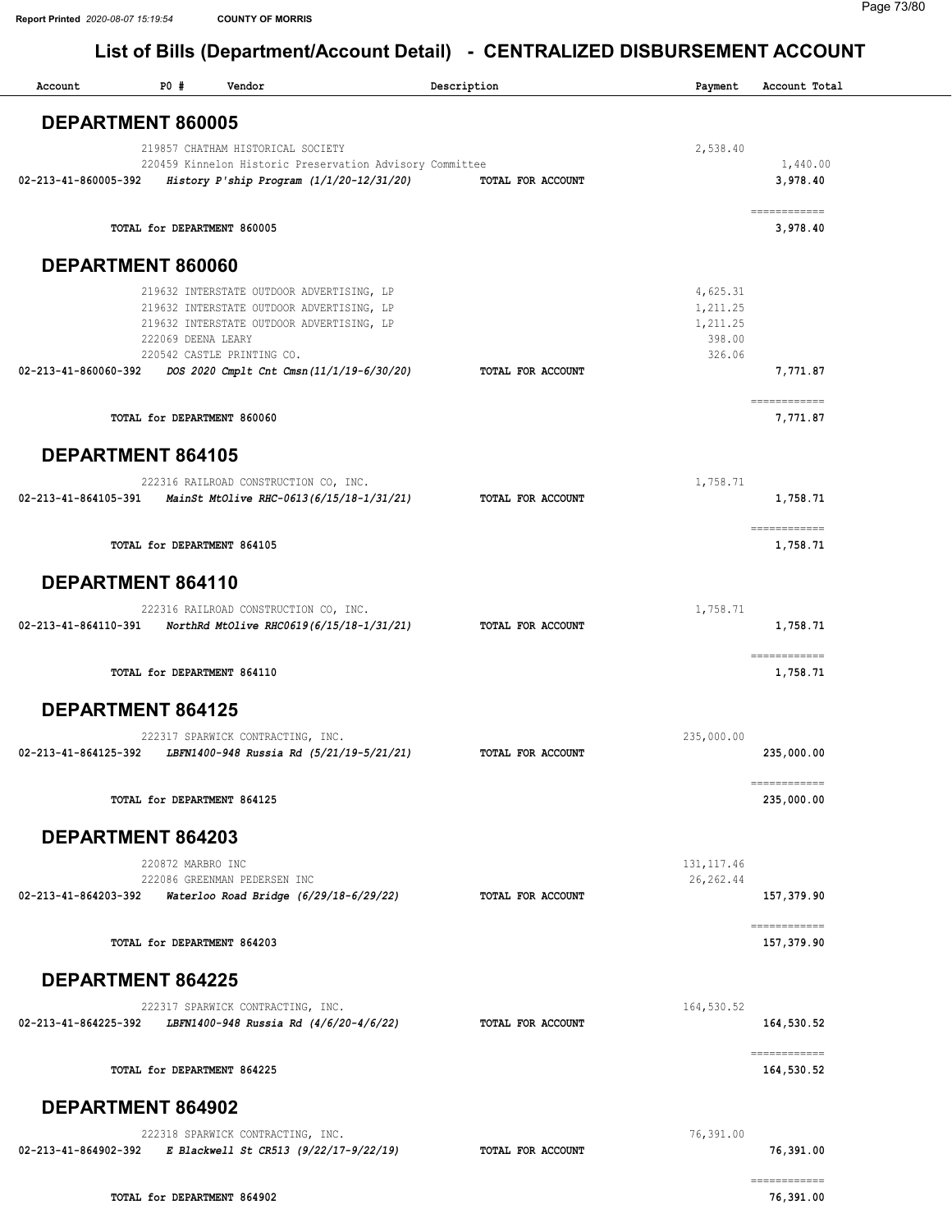Report Printed 2020-08-07 15:19:54 COUNTY OF MORRIS

# List of Bills (Department/Account Detail) - CENTRALIZED DISBURSEMENT ACCOUNT

| Account | PO # | Vendor | Description | Payment | Account Total |
|---|---|---|---|---|---|

## DEPARTMENT 860005

| Account | PO # | Vendor | Description | Payment | Account Total |
|---|---|---|---|---|---|
| | 219857 | CHATHAM HISTORICAL SOCIETY | | 2,538.40 | |
| | 220459 | Kinnelon Historic Preservation Advisory Committee | | | 1,440.00 |
| 02-213-41-860005-392 | | *History P'ship Program (1/1/20-12/31/20)* | TOTAL FOR ACCOUNT | | 3,978.40 |
| | | TOTAL for DEPARTMENT 860005 | | | 3,978.40 |

## DEPARTMENT 860060

| Account | PO # | Vendor | Description | Payment | Account Total |
|---|---|---|---|---|---|
| | 219632 | INTERSTATE OUTDOOR ADVERTISING, LP | | 4,625.31 | |
| | 219632 | INTERSTATE OUTDOOR ADVERTISING, LP | | 1,211.25 | |
| | 219632 | INTERSTATE OUTDOOR ADVERTISING, LP | | 1,211.25 | |
| | 222069 | DEENA LEARY | | 398.00 | |
| | 220542 | CASTLE PRINTING CO. | | 326.06 | |
| 02-213-41-860060-392 | | *DOS 2020 Cmplt Cnt Cmsn(11/1/19-6/30/20)* | TOTAL FOR ACCOUNT | | 7,771.87 |
| | | TOTAL for DEPARTMENT 860060 | | | 7,771.87 |

## DEPARTMENT 864105

| Account | PO # | Vendor | Description | Payment | Account Total |
|---|---|---|---|---|---|
| | 222316 | RAILROAD CONSTRUCTION CO, INC. | | 1,758.71 | |
| 02-213-41-864105-391 | | *MainSt MtOlive RHC-0613(6/15/18-1/31/21)* | TOTAL FOR ACCOUNT | | 1,758.71 |
| | | TOTAL for DEPARTMENT 864105 | | | 1,758.71 |

## DEPARTMENT 864110

| Account | PO # | Vendor | Description | Payment | Account Total |
|---|---|---|---|---|---|
| | 222316 | RAILROAD CONSTRUCTION CO, INC. | | 1,758.71 | |
| 02-213-41-864110-391 | | *NorthRd MtOlive RHC0619(6/15/18-1/31/21)* | TOTAL FOR ACCOUNT | | 1,758.71 |
| | | TOTAL for DEPARTMENT 864110 | | | 1,758.71 |

## DEPARTMENT 864125

| Account | PO # | Vendor | Description | Payment | Account Total |
|---|---|---|---|---|---|
| | 222317 | SPARWICK CONTRACTING, INC. | | 235,000.00 | |
| 02-213-41-864125-392 | | *LBFN1400-948 Russia Rd (5/21/19-5/21/21)* | TOTAL FOR ACCOUNT | | 235,000.00 |
| | | TOTAL for DEPARTMENT 864125 | | | 235,000.00 |

## DEPARTMENT 864203

| Account | PO # | Vendor | Description | Payment | Account Total |
|---|---|---|---|---|---|
| | 220872 | MARBRO INC | | 131,117.46 | |
| | 222086 | GREENMAN PEDERSEN INC | | 26,262.44 | |
| 02-213-41-864203-392 | | *Waterloo Road Bridge (6/29/18-6/29/22)* | TOTAL FOR ACCOUNT | | 157,379.90 |
| | | TOTAL for DEPARTMENT 864203 | | | 157,379.90 |

## DEPARTMENT 864225

| Account | PO # | Vendor | Description | Payment | Account Total |
|---|---|---|---|---|---|
| | 222317 | SPARWICK CONTRACTING, INC. | | 164,530.52 | |
| 02-213-41-864225-392 | | *LBFN1400-948 Russia Rd (4/6/20-4/6/22)* | TOTAL FOR ACCOUNT | | 164,530.52 |
| | | TOTAL for DEPARTMENT 864225 | | | 164,530.52 |

## DEPARTMENT 864902

| Account | PO # | Vendor | Description | Payment | Account Total |
|---|---|---|---|---|---|
| | 222318 | SPARWICK CONTRACTING, INC. | | 76,391.00 | |
| 02-213-41-864902-392 | | *E Blackwell St CR513 (9/22/17-9/22/19)* | TOTAL FOR ACCOUNT | | 76,391.00 |
| | | TOTAL for DEPARTMENT 864902 | | | 76,391.00 |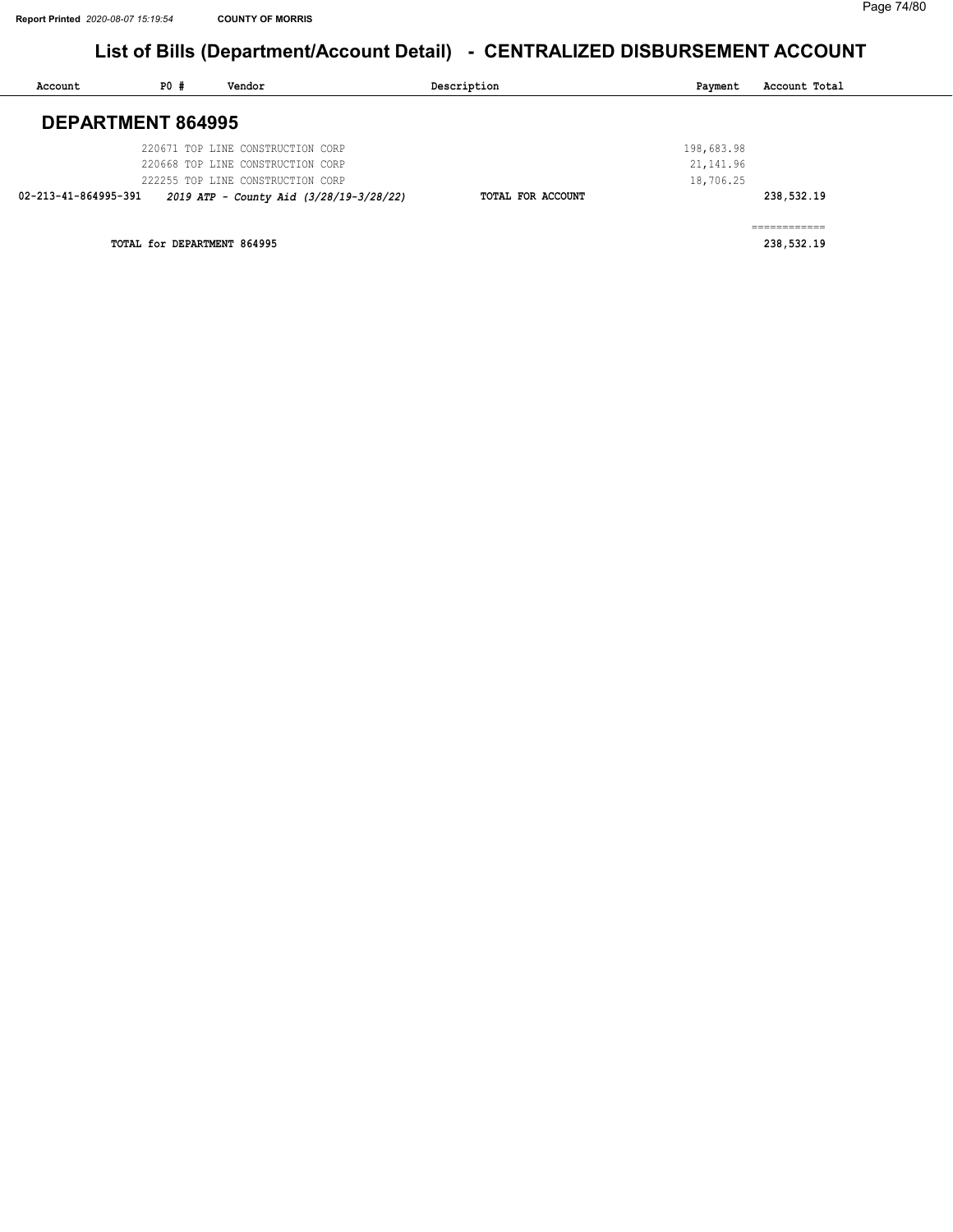## List of Bills (Department/Account Detail) - CENTRALIZED DISBURSEMENT ACCOUNT

| Account | PO # | Vendor | Description | Payment | Account Total |
|---|---|---|---|---|---|

### DEPARTMENT 864995

| Account | PO # | Vendor | Description | Payment | Account Total |
|---|---|---|---|---|---|
| | 220671 | TOP LINE CONSTRUCTION CORP | | 198,683.98 | |
| | 220668 | TOP LINE CONSTRUCTION CORP | | 21,141.96 | |
| | 222255 | TOP LINE CONSTRUCTION CORP | | 18,706.25 | |
| **02-213-41-864995-391** | *2019 ATP - County Aid (3/28/19-3/28/22)* | | **TOTAL FOR ACCOUNT** | | **238,532.19** |
| | | | | | ============ |
| | **TOTAL for DEPARTMENT 864995** | | | | **238,532.19** |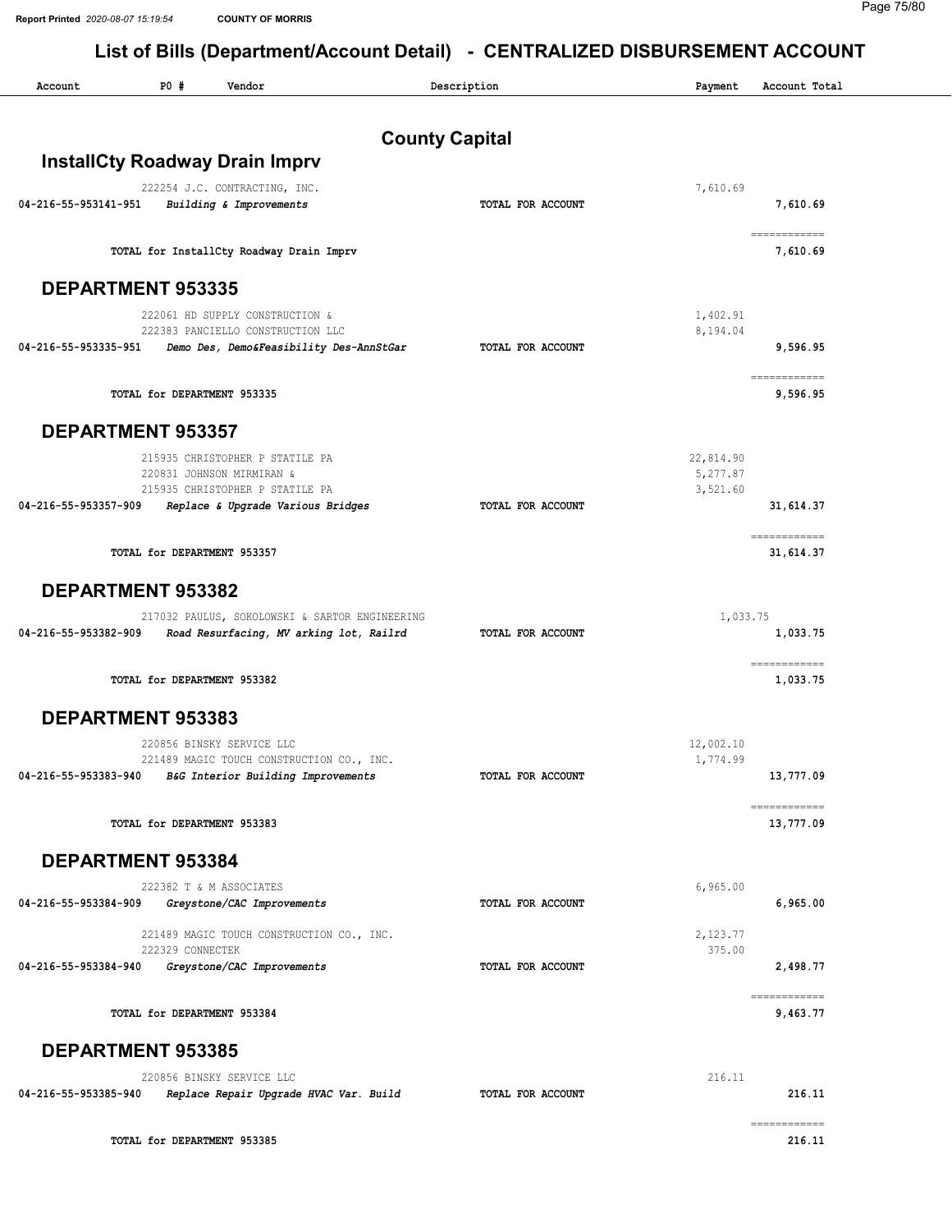## List of Bills (Department/Account Detail) - CENTRALIZED DISBURSEMENT ACCOUNT

| Account | PO # | Vendor | Description | Payment | Account Total |
|---|---|---|---|---|---|

# County Capital

## InstallCty Roadway Drain Imprv

| Account | PO # | Vendor | Description | Payment | Account Total |
|---|---|---|---|---|---|
| | 222254 | J.C. CONTRACTING, INC. | | 7,610.69 | |
| 04-216-55-953141-951 | | *Building & Improvements* | TOTAL FOR ACCOUNT | | 7,610.69 |
| | | TOTAL for InstallCty Roadway Drain Imprv | | | 7,610.69 |

## DEPARTMENT 953335

| Account | PO # | Vendor | Description | Payment | Account Total |
|---|---|---|---|---|---|
| | 222061 | HD SUPPLY CONSTRUCTION & | | 1,402.91 | |
| | 222383 | PANCIELLO CONSTRUCTION LLC | | 8,194.04 | |
| 04-216-55-953335-951 | | *Demo Des, Demo&Feasibility Des-AnnStGar* | TOTAL FOR ACCOUNT | | 9,596.95 |
| | | TOTAL for DEPARTMENT 953335 | | | 9,596.95 |

## DEPARTMENT 953357

| Account | PO # | Vendor | Description | Payment | Account Total |
|---|---|---|---|---|---|
| | 215935 | CHRISTOPHER P STATILE PA | | 22,814.90 | |
| | 220831 | JOHNSON MIRMIRAN & | | 5,277.87 | |
| | 215935 | CHRISTOPHER P STATILE PA | | 3,521.60 | |
| 04-216-55-953357-909 | | *Replace & Upgrade Various Bridges* | TOTAL FOR ACCOUNT | | 31,614.37 |
| | | TOTAL for DEPARTMENT 953357 | | | 31,614.37 |

## DEPARTMENT 953382

| Account | PO # | Vendor | Description | Payment | Account Total |
|---|---|---|---|---|---|
| | 217032 | PAULUS, SOKOLOWSKI & SARTOR ENGINEERING | | 1,033.75 | |
| 04-216-55-953382-909 | | *Road Resurfacing, MV arking lot, Railrd* | TOTAL FOR ACCOUNT | | 1,033.75 |
| | | TOTAL for DEPARTMENT 953382 | | | 1,033.75 |

## DEPARTMENT 953383

| Account | PO # | Vendor | Description | Payment | Account Total |
|---|---|---|---|---|---|
| | 220856 | BINSKY SERVICE LLC | | 12,002.10 | |
| | 221489 | MAGIC TOUCH CONSTRUCTION CO., INC. | | 1,774.99 | |
| 04-216-55-953383-940 | | *B&G Interior Building Improvements* | TOTAL FOR ACCOUNT | | 13,777.09 |
| | | TOTAL for DEPARTMENT 953383 | | | 13,777.09 |

## DEPARTMENT 953384

| Account | PO # | Vendor | Description | Payment | Account Total |
|---|---|---|---|---|---|
| | 222382 | T & M ASSOCIATES | | 6,965.00 | |
| 04-216-55-953384-909 | | *Greystone/CAC Improvements* | TOTAL FOR ACCOUNT | | 6,965.00 |
| | 221489 | MAGIC TOUCH CONSTRUCTION CO., INC. | | 2,123.77 | |
| | 222329 | CONNECTEK | | 375.00 | |
| 04-216-55-953384-940 | | *Greystone/CAC Improvements* | TOTAL FOR ACCOUNT | | 2,498.77 |
| | | TOTAL for DEPARTMENT 953384 | | | 9,463.77 |

## DEPARTMENT 953385

| Account | PO # | Vendor | Description | Payment | Account Total |
|---|---|---|---|---|---|
| | 220856 | BINSKY SERVICE LLC | | 216.11 | |
| 04-216-55-953385-940 | | *Replace Repair Upgrade HVAC Var. Build* | TOTAL FOR ACCOUNT | | 216.11 |
| | | TOTAL for DEPARTMENT 953385 | | | 216.11 |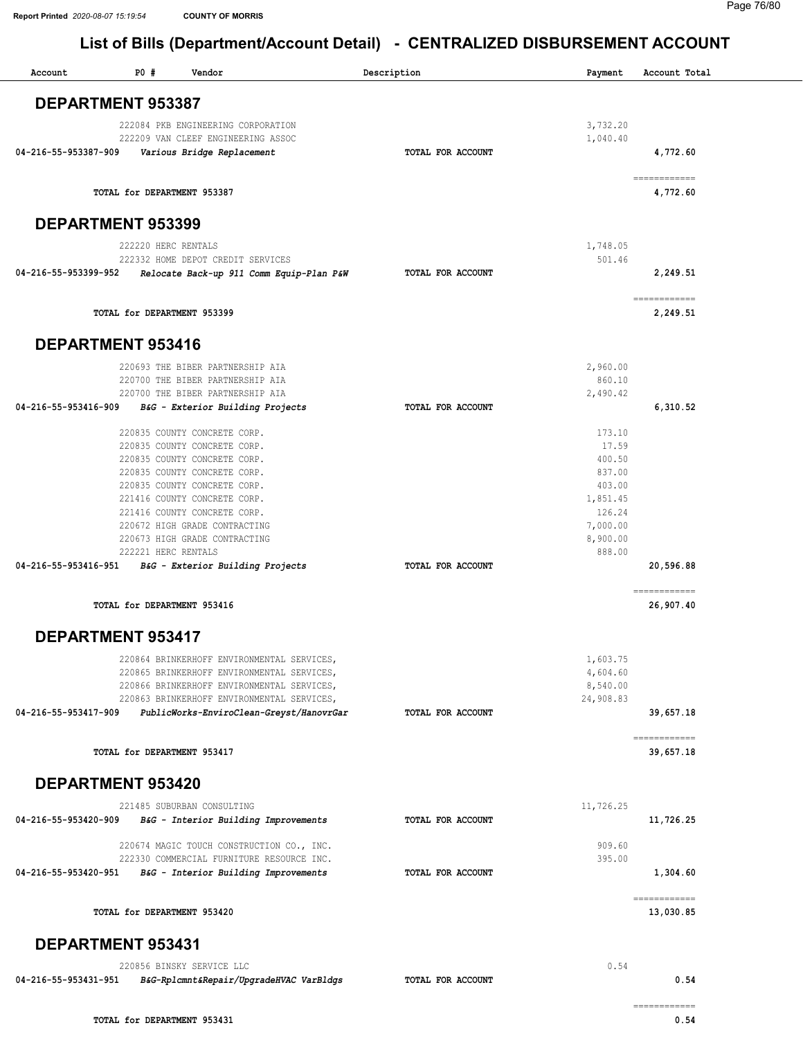# List of Bills (Department/Account Detail) - CENTRALIZED DISBURSEMENT ACCOUNT

| Account | PO # | Vendor | Description | Payment | Account Total |
|---|---|---|---|---|---|

## DEPARTMENT 953387

| Account | PO # | Vendor | Description | Payment | Account Total |
|---|---|---|---|---|---|
| | 222084 | PKB ENGINEERING CORPORATION | | 3,732.20 | |
| | 222209 | VAN CLEEF ENGINEERING ASSOC | | 1,040.40 | |
| **04-216-55-953387-909** | | ***Various Bridge Replacement*** | **TOTAL FOR ACCOUNT** | | **4,772.60** |
| | | | | | ============ |
| | | **TOTAL for DEPARTMENT 953387** | | | **4,772.60** |

## DEPARTMENT 953399

| Account | PO # | Vendor | Description | Payment | Account Total |
|---|---|---|---|---|---|
| | 222220 | HERC RENTALS | | 1,748.05 | |
| | 222332 | HOME DEPOT CREDIT SERVICES | | 501.46 | |
| **04-216-55-953399-952** | | ***Relocate Back-up 911 Comm Equip-Plan P&W*** | **TOTAL FOR ACCOUNT** | | **2,249.51** |
| | | | | | ============ |
| | | **TOTAL for DEPARTMENT 953399** | | | **2,249.51** |

## DEPARTMENT 953416

| Account | PO # | Vendor | Description | Payment | Account Total |
|---|---|---|---|---|---|
| | 220693 | THE BIBER PARTNERSHIP AIA | | 2,960.00 | |
| | 220700 | THE BIBER PARTNERSHIP AIA | | 860.10 | |
| | 220700 | THE BIBER PARTNERSHIP AIA | | 2,490.42 | |
| **04-216-55-953416-909** | | ***B&G - Exterior Building Projects*** | **TOTAL FOR ACCOUNT** | | **6,310.52** |
| | 220835 | COUNTY CONCRETE CORP. | | 173.10 | |
| | 220835 | COUNTY CONCRETE CORP. | | 17.59 | |
| | 220835 | COUNTY CONCRETE CORP. | | 400.50 | |
| | 220835 | COUNTY CONCRETE CORP. | | 837.00 | |
| | 220835 | COUNTY CONCRETE CORP. | | 403.00 | |
| | 221416 | COUNTY CONCRETE CORP. | | 1,851.45 | |
| | 221416 | COUNTY CONCRETE CORP. | | 126.24 | |
| | 220672 | HIGH GRADE CONTRACTING | | 7,000.00 | |
| | 220673 | HIGH GRADE CONTRACTING | | 8,900.00 | |
| | 222221 | HERC RENTALS | | 888.00 | |
| **04-216-55-953416-951** | | ***B&G - Exterior Building Projects*** | **TOTAL FOR ACCOUNT** | | **20,596.88** |
| | | | | | ============ |
| | | **TOTAL for DEPARTMENT 953416** | | | **26,907.40** |

## DEPARTMENT 953417

| Account | PO # | Vendor | Description | Payment | Account Total |
|---|---|---|---|---|---|
| | 220864 | BRINKERHOFF ENVIRONMENTAL SERVICES, | | 1,603.75 | |
| | 220865 | BRINKERHOFF ENVIRONMENTAL SERVICES, | | 4,604.60 | |
| | 220866 | BRINKERHOFF ENVIRONMENTAL SERVICES, | | 8,540.00 | |
| | 220863 | BRINKERHOFF ENVIRONMENTAL SERVICES, | | 24,908.83 | |
| **04-216-55-953417-909** | | ***PublicWorks-EnviroClean-Greyst/HanovrGar*** | **TOTAL FOR ACCOUNT** | | **39,657.18** |
| | | | | | ============ |
| | | **TOTAL for DEPARTMENT 953417** | | | **39,657.18** |

## DEPARTMENT 953420

| Account | PO # | Vendor | Description | Payment | Account Total |
|---|---|---|---|---|---|
| | 221485 | SUBURBAN CONSULTING | | 11,726.25 | |
| **04-216-55-953420-909** | | ***B&G - Interior Building Improvements*** | **TOTAL FOR ACCOUNT** | | **11,726.25** |
| | 220674 | MAGIC TOUCH CONSTRUCTION CO., INC. | | 909.60 | |
| | 222330 | COMMERCIAL FURNITURE RESOURCE INC. | | 395.00 | |
| **04-216-55-953420-951** | | ***B&G - Interior Building Improvements*** | **TOTAL FOR ACCOUNT** | | **1,304.60** |
| | | | | | ============ |
| | | **TOTAL for DEPARTMENT 953420** | | | **13,030.85** |

## DEPARTMENT 953431

| Account | PO # | Vendor | Description | Payment | Account Total |
|---|---|---|---|---|---|
| | 220856 | BINSKY SERVICE LLC | | 0.54 | |
| **04-216-55-953431-951** | | ***B&G-Rplcmnt&Repair/UpgradeHVAC VarBldgs*** | **TOTAL FOR ACCOUNT** | | **0.54** |
| | | | | | ============ |
| | | **TOTAL for DEPARTMENT 953431** | | | **0.54** |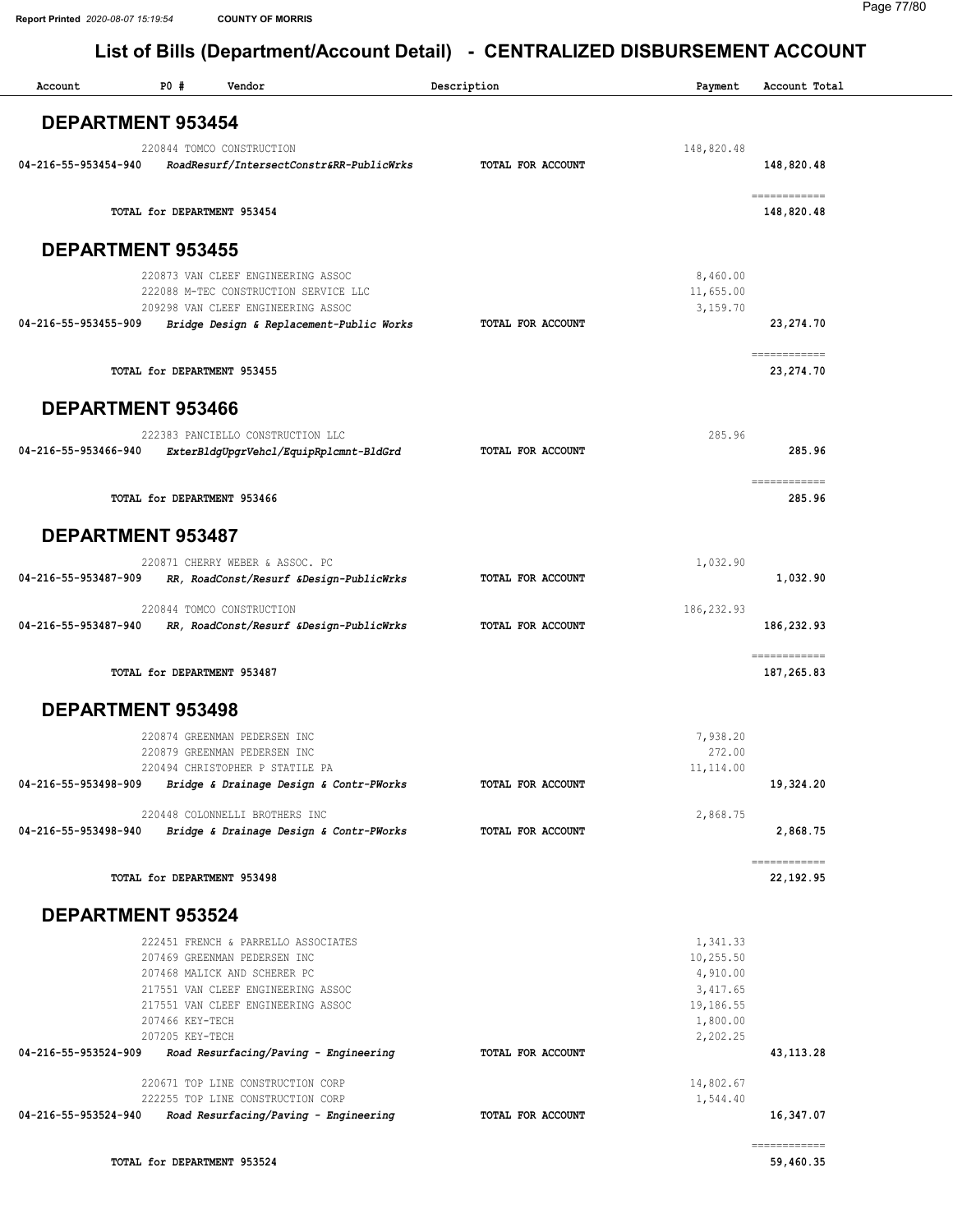## List of Bills (Department/Account Detail) - CENTRALIZED DISBURSEMENT ACCOUNT

| Account | PO # | Vendor | Description | Payment | Account Total |
|---|---|---|---|---|---|

### DEPARTMENT 953454

| Account | PO # | Vendor | Description | Payment | Account Total |
|---|---|---|---|---|---|
| | 220844 | TOMCO CONSTRUCTION | | 148,820.48 | |
| 04-216-55-953454-940 | | *RoadResurf/IntersectConstr&RR-PublicWrks* | TOTAL FOR ACCOUNT | | 148,820.48 |
| | | TOTAL for DEPARTMENT 953454 | | | 148,820.48 |

### DEPARTMENT 953455

| Account | PO # | Vendor | Description | Payment | Account Total |
|---|---|---|---|---|---|
| | 220873 | VAN CLEEF ENGINEERING ASSOC | | 8,460.00 | |
| | 222088 | M-TEC CONSTRUCTION SERVICE LLC | | 11,655.00 | |
| | 209298 | VAN CLEEF ENGINEERING ASSOC | | 3,159.70 | |
| 04-216-55-953455-909 | | *Bridge Design & Replacement-Public Works* | TOTAL FOR ACCOUNT | | 23,274.70 |
| | | TOTAL for DEPARTMENT 953455 | | | 23,274.70 |

### DEPARTMENT 953466

| Account | PO # | Vendor | Description | Payment | Account Total |
|---|---|---|---|---|---|
| | 222383 | PANCIELLO CONSTRUCTION LLC | | 285.96 | |
| 04-216-55-953466-940 | | *ExterBldgUpgrVehcl/EquipRplcmnt-BldGrd* | TOTAL FOR ACCOUNT | | 285.96 |
| | | TOTAL for DEPARTMENT 953466 | | | 285.96 |

### DEPARTMENT 953487

| Account | PO # | Vendor | Description | Payment | Account Total |
|---|---|---|---|---|---|
| | 220871 | CHERRY WEBER & ASSOC. PC | | 1,032.90 | |
| 04-216-55-953487-909 | | *RR, RoadConst/Resurf &Design-PublicWrks* | TOTAL FOR ACCOUNT | | 1,032.90 |
| | 220844 | TOMCO CONSTRUCTION | | 186,232.93 | |
| 04-216-55-953487-940 | | *RR, RoadConst/Resurf &Design-PublicWrks* | TOTAL FOR ACCOUNT | | 186,232.93 |
| | | TOTAL for DEPARTMENT 953487 | | | 187,265.83 |

### DEPARTMENT 953498

| Account | PO # | Vendor | Description | Payment | Account Total |
|---|---|---|---|---|---|
| | 220874 | GREENMAN PEDERSEN INC | | 7,938.20 | |
| | 220879 | GREENMAN PEDERSEN INC | | 272.00 | |
| | 220494 | CHRISTOPHER P STATILE PA | | 11,114.00 | |
| 04-216-55-953498-909 | | *Bridge & Drainage Design & Contr-PWorks* | TOTAL FOR ACCOUNT | | 19,324.20 |
| | 220448 | COLONNELLI BROTHERS INC | | 2,868.75 | |
| 04-216-55-953498-940 | | *Bridge & Drainage Design & Contr-PWorks* | TOTAL FOR ACCOUNT | | 2,868.75 |
| | | TOTAL for DEPARTMENT 953498 | | | 22,192.95 |

### DEPARTMENT 953524

| Account | PO # | Vendor | Description | Payment | Account Total |
|---|---|---|---|---|---|
| | 222451 | FRENCH & PARRELLO ASSOCIATES | | 1,341.33 | |
| | 207469 | GREENMAN PEDERSEN INC | | 10,255.50 | |
| | 207468 | MALICK AND SCHERER PC | | 4,910.00 | |
| | 217551 | VAN CLEEF ENGINEERING ASSOC | | 3,417.65 | |
| | 217551 | VAN CLEEF ENGINEERING ASSOC | | 19,186.55 | |
| | 207466 | KEY-TECH | | 1,800.00 | |
| | 207205 | KEY-TECH | | 2,202.25 | |
| 04-216-55-953524-909 | | *Road Resurfacing/Paving - Engineering* | TOTAL FOR ACCOUNT | | 43,113.28 |
| | 220671 | TOP LINE CONSTRUCTION CORP | | 14,802.67 | |
| | 222255 | TOP LINE CONSTRUCTION CORP | | 1,544.40 | |
| 04-216-55-953524-940 | | *Road Resurfacing/Paving - Engineering* | TOTAL FOR ACCOUNT | | 16,347.07 |
| | | TOTAL for DEPARTMENT 953524 | | | 59,460.35 |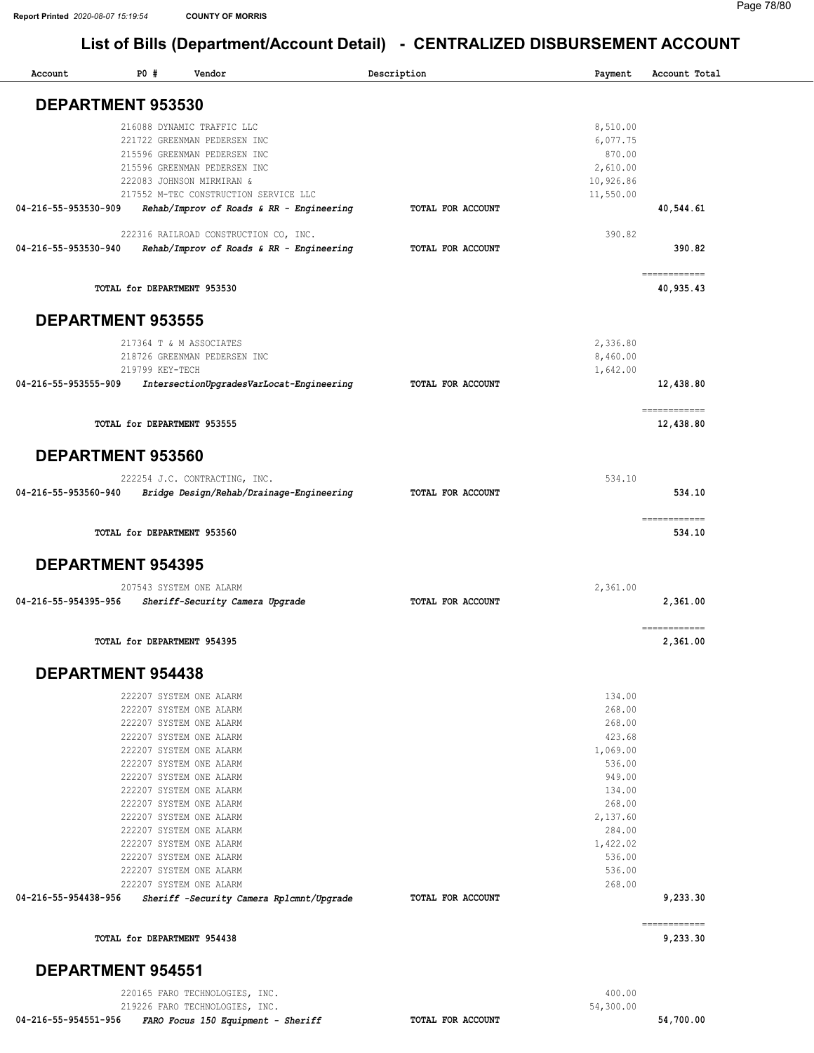# List of Bills (Department/Account Detail) - CENTRALIZED DISBURSEMENT ACCOUNT

| Account | PO # | Vendor | Description | Payment | Account Total |
|---|---|---|---|---|---|

## DEPARTMENT 953530

| Account | PO # | Vendor | Description | Payment | Account Total |
|---|---|---|---|---|---|
| | 216088 | DYNAMIC TRAFFIC LLC | | 8,510.00 | |
| | 221722 | GREENMAN PEDERSEN INC | | 6,077.75 | |
| | 215596 | GREENMAN PEDERSEN INC | | 870.00 | |
| | 215596 | GREENMAN PEDERSEN INC | | 2,610.00 | |
| | 222083 | JOHNSON MIRMIRAN & | | 10,926.86 | |
| | 217552 | M-TEC CONSTRUCTION SERVICE LLC | | 11,550.00 | |
| **04-216-55-953530-909** | | ***Rehab/Improv of Roads & RR - Engineering*** | **TOTAL FOR ACCOUNT** | | **40,544.61** |
| | 222316 | RAILROAD CONSTRUCTION CO, INC. | | 390.82 | |
| **04-216-55-953530-940** | | ***Rehab/Improv of Roads & RR - Engineering*** | **TOTAL FOR ACCOUNT** | | **390.82** |
| | | **TOTAL for DEPARTMENT 953530** | | | **40,935.43** |

## DEPARTMENT 953555

| Account | PO # | Vendor | Description | Payment | Account Total |
|---|---|---|---|---|---|
| | 217364 | T & M ASSOCIATES | | 2,336.80 | |
| | 218726 | GREENMAN PEDERSEN INC | | 8,460.00 | |
| | 219799 | KEY-TECH | | 1,642.00 | |
| **04-216-55-953555-909** | | ***IntersectionUpgradesVarLocat-Engineering*** | **TOTAL FOR ACCOUNT** | | **12,438.80** |
| | | **TOTAL for DEPARTMENT 953555** | | | **12,438.80** |

## DEPARTMENT 953560

| Account | PO # | Vendor | Description | Payment | Account Total |
|---|---|---|---|---|---|
| | 222254 | J.C. CONTRACTING, INC. | | 534.10 | |
| **04-216-55-953560-940** | | ***Bridge Design/Rehab/Drainage-Engineering*** | **TOTAL FOR ACCOUNT** | | **534.10** |
| | | **TOTAL for DEPARTMENT 953560** | | | **534.10** |

## DEPARTMENT 954395

| Account | PO # | Vendor | Description | Payment | Account Total |
|---|---|---|---|---|---|
| | 207543 | SYSTEM ONE ALARM | | 2,361.00 | |
| **04-216-55-954395-956** | | ***Sheriff-Security Camera Upgrade*** | **TOTAL FOR ACCOUNT** | | **2,361.00** |
| | | **TOTAL for DEPARTMENT 954395** | | | **2,361.00** |

## DEPARTMENT 954438

| Account | PO # | Vendor | Description | Payment | Account Total |
|---|---|---|---|---|---|
| | 222207 | SYSTEM ONE ALARM | | 134.00 | |
| | 222207 | SYSTEM ONE ALARM | | 268.00 | |
| | 222207 | SYSTEM ONE ALARM | | 268.00 | |
| | 222207 | SYSTEM ONE ALARM | | 423.68 | |
| | 222207 | SYSTEM ONE ALARM | | 1,069.00 | |
| | 222207 | SYSTEM ONE ALARM | | 536.00 | |
| | 222207 | SYSTEM ONE ALARM | | 949.00 | |
| | 222207 | SYSTEM ONE ALARM | | 134.00 | |
| | 222207 | SYSTEM ONE ALARM | | 268.00 | |
| | 222207 | SYSTEM ONE ALARM | | 2,137.60 | |
| | 222207 | SYSTEM ONE ALARM | | 284.00 | |
| | 222207 | SYSTEM ONE ALARM | | 1,422.02 | |
| | 222207 | SYSTEM ONE ALARM | | 536.00 | |
| | 222207 | SYSTEM ONE ALARM | | 536.00 | |
| | 222207 | SYSTEM ONE ALARM | | 268.00 | |
| **04-216-55-954438-956** | | ***Sheriff -Security Camera Rplcmnt/Upgrade*** | **TOTAL FOR ACCOUNT** | | **9,233.30** |
| | | **TOTAL for DEPARTMENT 954438** | | | **9,233.30** |

## DEPARTMENT 954551

| Account | PO # | Vendor | Description | Payment | Account Total |
|---|---|---|---|---|---|
| | 220165 | FARO TECHNOLOGIES, INC. | | 400.00 | |
| | 219226 | FARO TECHNOLOGIES, INC. | | 54,300.00 | |
| **04-216-55-954551-956** | | ***FARO Focus 150 Equipment - Sheriff*** | **TOTAL FOR ACCOUNT** | | **54,700.00** |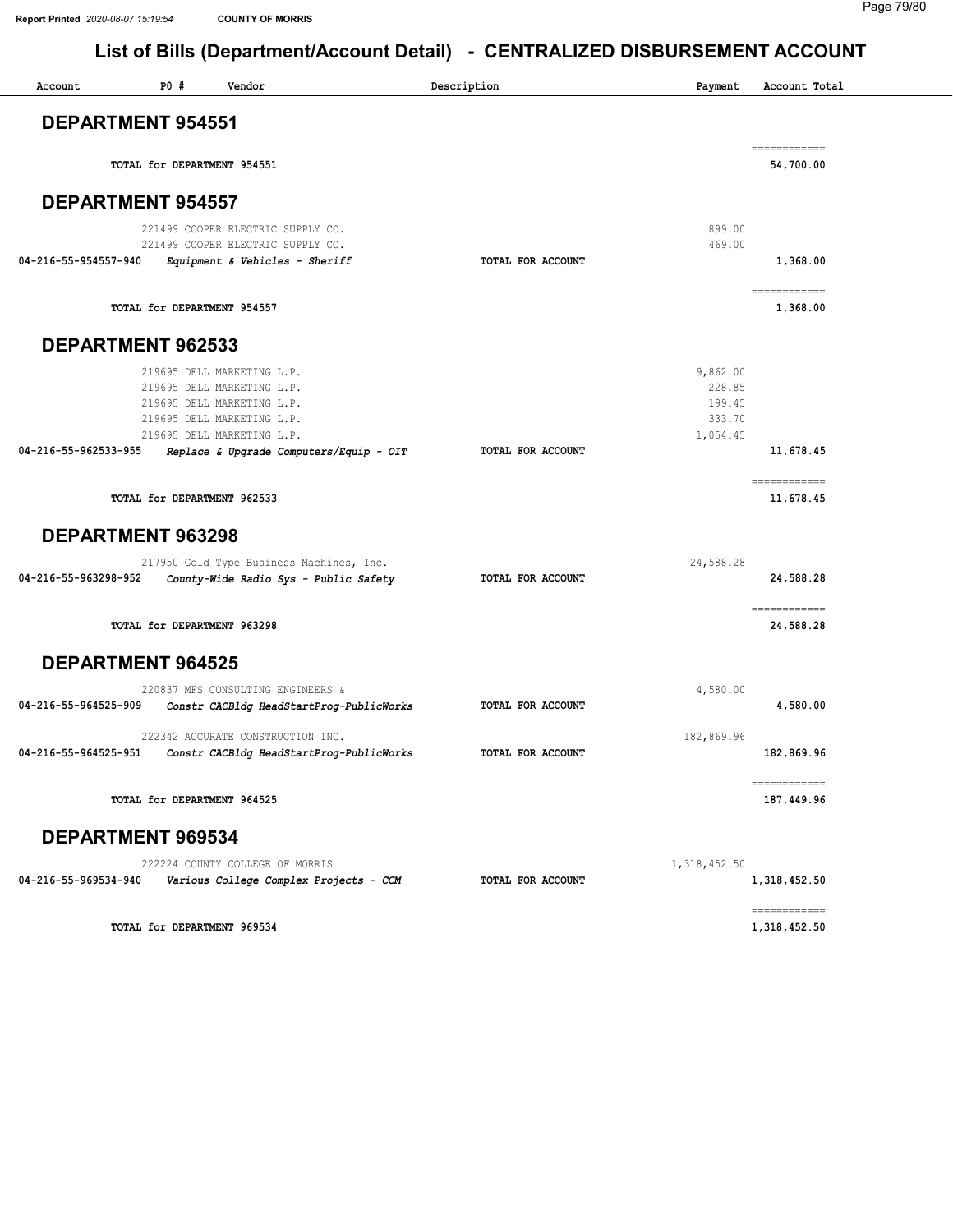## List of Bills (Department/Account Detail) - CENTRALIZED DISBURSEMENT ACCOUNT

| Account | PO # | Vendor | Description | Payment | Account Total |
|---|---|---|---|---|---|

### DEPARTMENT 954551

| | | | | | |
|---|---|---|---|---|---|
| | | TOTAL for DEPARTMENT 954551 | | | 54,700.00 |

### DEPARTMENT 954557

| Account | PO # | Vendor | Description | Payment | Account Total |
|---|---|---|---|---|---|
| | 221499 | COOPER ELECTRIC SUPPLY CO. | | 899.00 | |
| | 221499 | COOPER ELECTRIC SUPPLY CO. | | 469.00 | |
| 04-216-55-954557-940 | | *Equipment & Vehicles - Sheriff* | TOTAL FOR ACCOUNT | | 1,368.00 |
| | | TOTAL for DEPARTMENT 954557 | | | 1,368.00 |

### DEPARTMENT 962533

| Account | PO # | Vendor | Description | Payment | Account Total |
|---|---|---|---|---|---|
| | 219695 | DELL MARKETING L.P. | | 9,862.00 | |
| | 219695 | DELL MARKETING L.P. | | 228.85 | |
| | 219695 | DELL MARKETING L.P. | | 199.45 | |
| | 219695 | DELL MARKETING L.P. | | 333.70 | |
| | 219695 | DELL MARKETING L.P. | | 1,054.45 | |
| 04-216-55-962533-955 | | *Replace & Upgrade Computers/Equip - OIT* | TOTAL FOR ACCOUNT | | 11,678.45 |
| | | TOTAL for DEPARTMENT 962533 | | | 11,678.45 |

### DEPARTMENT 963298

| Account | PO # | Vendor | Description | Payment | Account Total |
|---|---|---|---|---|---|
| | 217950 | Gold Type Business Machines, Inc. | | 24,588.28 | |
| 04-216-55-963298-952 | | *County-Wide Radio Sys - Public Safety* | TOTAL FOR ACCOUNT | | 24,588.28 |
| | | TOTAL for DEPARTMENT 963298 | | | 24,588.28 |

### DEPARTMENT 964525

| Account | PO # | Vendor | Description | Payment | Account Total |
|---|---|---|---|---|---|
| | 220837 | MFS CONSULTING ENGINEERS & | | 4,580.00 | |
| 04-216-55-964525-909 | | *Constr CACBldg HeadStartProg-PublicWorks* | TOTAL FOR ACCOUNT | | 4,580.00 |
| | 222342 | ACCURATE CONSTRUCTION INC. | | 182,869.96 | |
| 04-216-55-964525-951 | | *Constr CACBldg HeadStartProg-PublicWorks* | TOTAL FOR ACCOUNT | | 182,869.96 |
| | | TOTAL for DEPARTMENT 964525 | | | 187,449.96 |

### DEPARTMENT 969534

| Account | PO # | Vendor | Description | Payment | Account Total |
|---|---|---|---|---|---|
| | 222224 | COUNTY COLLEGE OF MORRIS | | 1,318,452.50 | |
| 04-216-55-969534-940 | | *Various College Complex Projects - CCM* | TOTAL FOR ACCOUNT | | 1,318,452.50 |
| | | TOTAL for DEPARTMENT 969534 | | | 1,318,452.50 |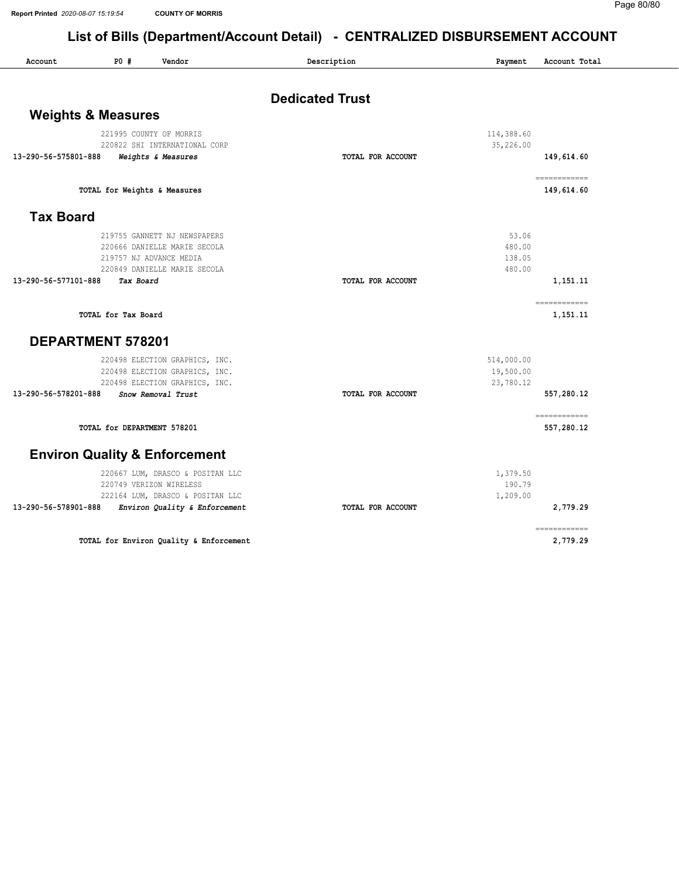# List of Bills (Department/Account Detail) - CENTRALIZED DISBURSEMENT ACCOUNT

| Account | PO # | Vendor | Description | Payment | Account Total |
|---|---|---|---|---|---|

## Dedicated Trust

### Weights & Measures

| Account | PO # | Vendor | Description | Payment | Account Total |
|---|---|---|---|---|---|
| | 221995 | COUNTY OF MORRIS | | 114,388.60 | |
| | 220822 | SHI INTERNATIONAL CORP | | 35,226.00 | |
| 13-290-56-575801-888 | | *Weights & Measures* | TOTAL FOR ACCOUNT | | 149,614.60 |
| | | TOTAL for Weights & Measures | | | 149,614.60 |

### Tax Board

| Account | PO # | Vendor | Description | Payment | Account Total |
|---|---|---|---|---|---|
| | 219755 | GANNETT NJ NEWSPAPERS | | 53.06 | |
| | 220666 | DANIELLE MARIE SECOLA | | 480.00 | |
| | 219757 | NJ ADVANCE MEDIA | | 138.05 | |
| | 220849 | DANIELLE MARIE SECOLA | | 480.00 | |
| 13-290-56-577101-888 | | *Tax Board* | TOTAL FOR ACCOUNT | | 1,151.11 |
| | | TOTAL for Tax Board | | | 1,151.11 |

### DEPARTMENT 578201

| Account | PO # | Vendor | Description | Payment | Account Total |
|---|---|---|---|---|---|
| | 220498 | ELECTION GRAPHICS, INC. | | 514,000.00 | |
| | 220498 | ELECTION GRAPHICS, INC. | | 19,500.00 | |
| | 220498 | ELECTION GRAPHICS, INC. | | 23,780.12 | |
| 13-290-56-578201-888 | | *Snow Removal Trust* | TOTAL FOR ACCOUNT | | 557,280.12 |
| | | TOTAL for DEPARTMENT 578201 | | | 557,280.12 |

### Environ Quality & Enforcement

| Account | PO # | Vendor | Description | Payment | Account Total |
|---|---|---|---|---|---|
| | 220667 | LUM, DRASCO & POSITAN LLC | | 1,379.50 | |
| | 220749 | VERIZON WIRELESS | | 190.79 | |
| | 222164 | LUM, DRASCO & POSITAN LLC | | 1,209.00 | |
| 13-290-56-578901-888 | | *Environ Quality & Enforcement* | TOTAL FOR ACCOUNT | | 2,779.29 |
| | | TOTAL for Environ Quality & Enforcement | | | 2,779.29 |